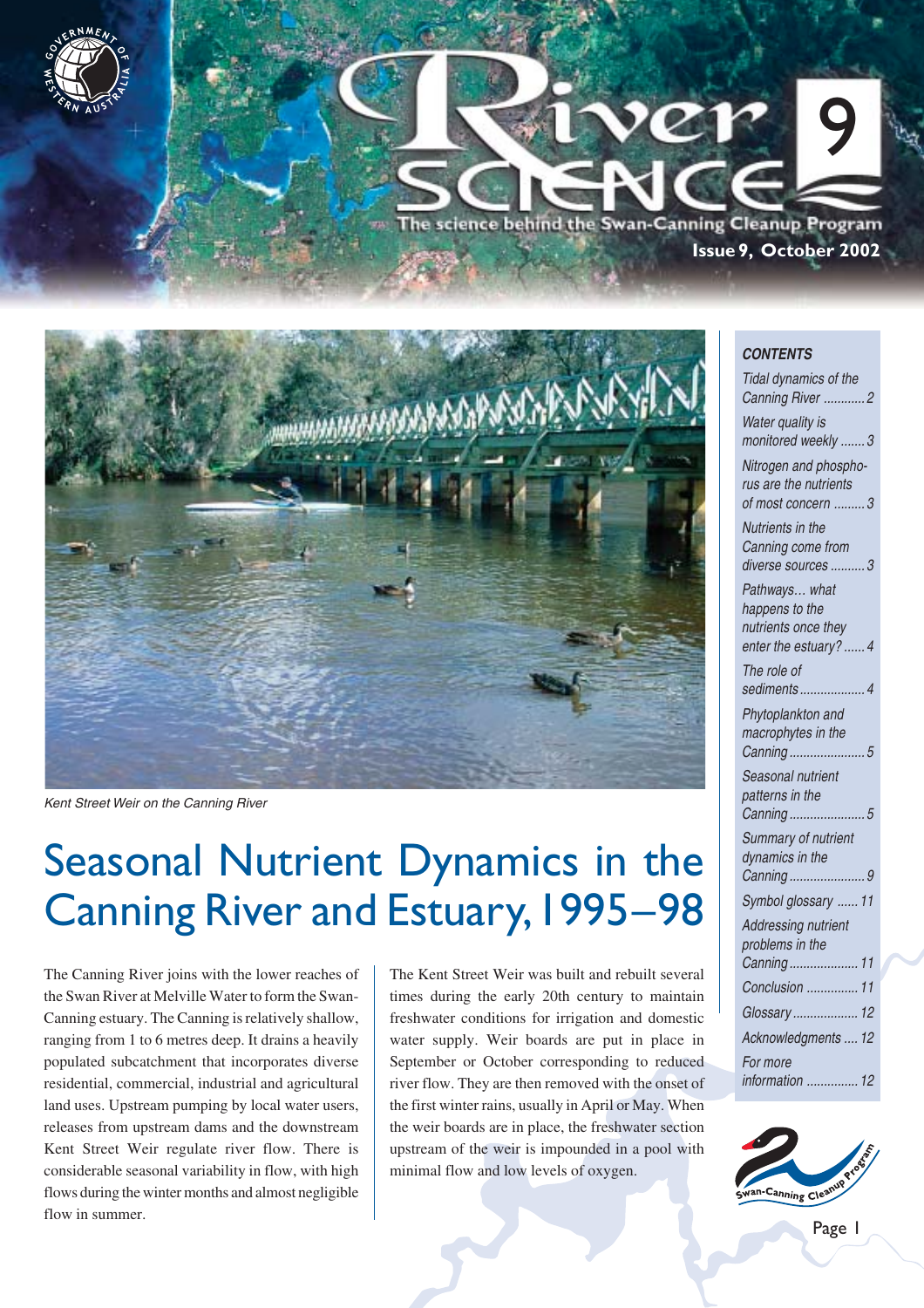# River Science 9

The science behind the Swan-Canning Cleanup Program

**Issue 9, October 2002**

*Kent Street Weir on the Canning River*

# Seasonal Nutrient Dynamics in the Canning River and Estuary, 1995–98

The Canning River joins with the lower reaches of the Swan River at Melville Water to form the Swan-Canning estuary. The Canning is relatively shallow, ranging from 1 to 6 metres deep. It drains a heavily populated subcatchment that incorporates diverse residential, commercial, industrial and agricultural land uses. Upstream pumping by local water users, releases from upstream dams and the downstream Kent Street Weir regulate river flow. There is considerable seasonal variability in flow, with high flows during the winter months and almost negligible flow in summer.

The Kent Street Weir was built and rebuilt several times during the early 20th century to maintain freshwater conditions for irrigation and domestic water supply. Weir boards are put in place in September or October corresponding to reduced river flow. They are then removed with the onset of the first winter rains, usually in April or May. When the weir boards are in place, the freshwater section upstream of the weir is impounded in a pool with minimal flow and low levels of oxygen.

***CONTENTS***

- *Tidal dynamics of the Canning River* ... 2
- *Water quality is monitored weekly* ... 3
- *Nitrogen and phosphorus are the nutrients of most concern* ... 3
- *Nutrients in the Canning come from diverse sources* ... 3
- *Pathways… what happens to the nutrients once they enter the estuary?* ... 4
- *The role of sediments* ... 4
- *Phytoplankton and macrophytes in the Canning* ... 5
- *Seasonal nutrient patterns in the Canning* ... 5
- *Summary of nutrient dynamics in the Canning* ... 9
- *Symbol glossary* ... 11
- *Addressing nutrient problems in the Canning* ... 11
- *Conclusion* ... 11
- *Glossary* ... 12
- *Acknowledgments* ... 12
- *For more information* ... 12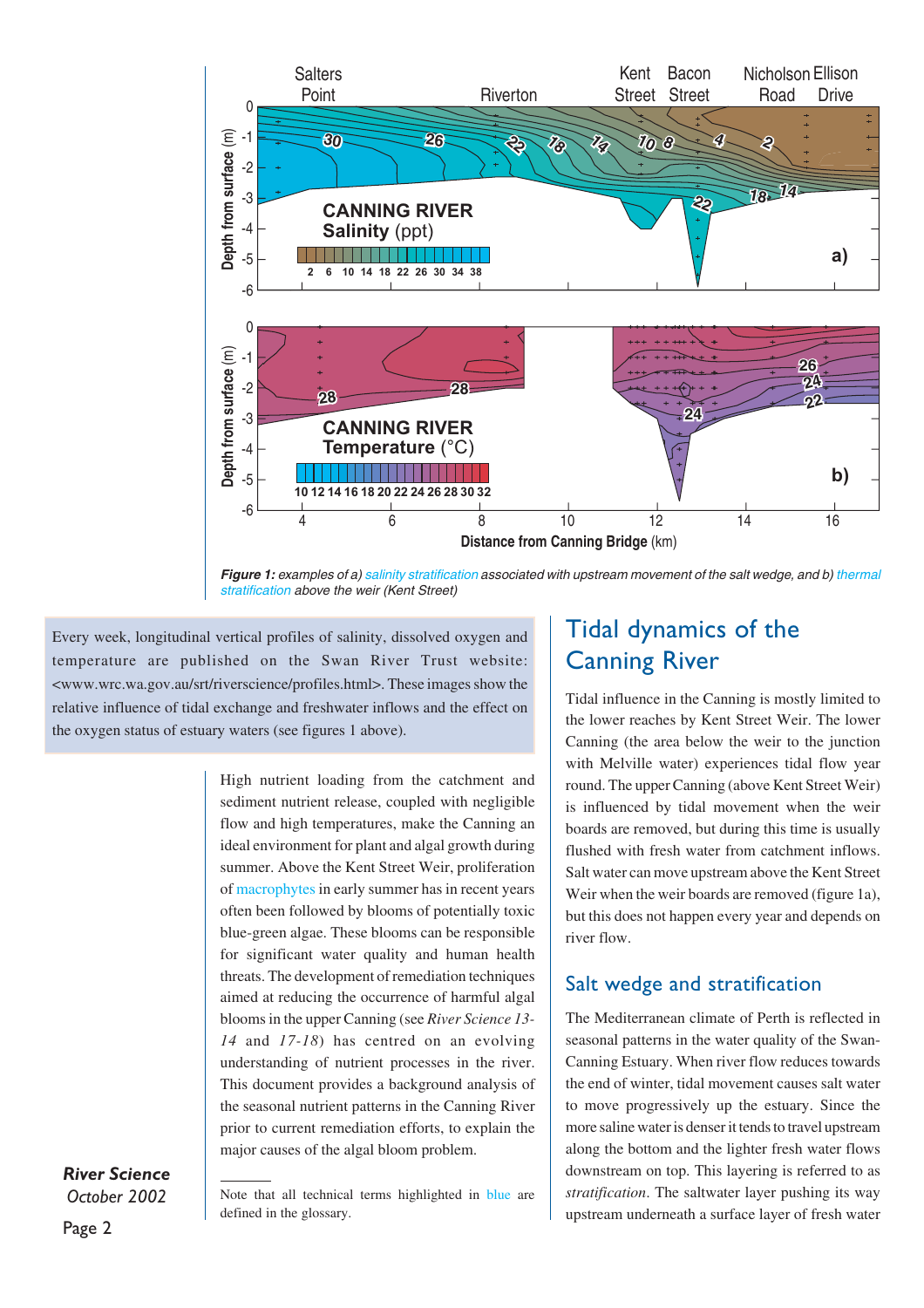*Figure 1: examples of a) salinity stratification associated with upstream movement of the salt wedge, and b) thermal stratification above the weir (Kent Street)*

Every week, longitudinal vertical profiles of salinity, dissolved oxygen and temperature are published on the Swan River Trust website: <www.wrc.wa.gov.au/srt/riverscience/profiles.html>. These images show the relative influence of tidal exchange and freshwater inflows and the effect on the oxygen status of estuary waters (see figures 1 above).

High nutrient loading from the catchment and sediment nutrient release, coupled with negligible flow and high temperatures, make the Canning an ideal environment for plant and algal growth during summer. Above the Kent Street Weir, proliferation of macrophytes in early summer has in recent years often been followed by blooms of potentially toxic blue-green algae. These blooms can be responsible for significant water quality and human health threats. The development of remediation techniques aimed at reducing the occurrence of harmful algal blooms in the upper Canning (see *River Science 13-14* and *17-18*) has centred on an evolving understanding of nutrient processes in the river. This document provides a background analysis of the seasonal nutrient patterns in the Canning River prior to current remediation efforts, to explain the major causes of the algal bloom problem.

Note that all technical terms highlighted in blue are defined in the glossary.

## Tidal dynamics of the Canning River

Tidal influence in the Canning is mostly limited to the lower reaches by Kent Street Weir. The lower Canning (the area below the weir to the junction with Melville water) experiences tidal flow year round. The upper Canning (above Kent Street Weir) is influenced by tidal movement when the weir boards are removed, but during this time is usually flushed with fresh water from catchment inflows. Salt water can move upstream above the Kent Street Weir when the weir boards are removed (figure 1a), but this does not happen every year and depends on river flow.

### Salt wedge and stratification

The Mediterranean climate of Perth is reflected in seasonal patterns in the water quality of the Swan-Canning Estuary. When river flow reduces towards the end of winter, tidal movement causes salt water to move progressively up the estuary. Since the more saline water is denser it tends to travel upstream along the bottom and the lighter fresh water flows downstream on top. This layering is referred to as *stratification*. The saltwater layer pushing its way upstream underneath a surface layer of fresh water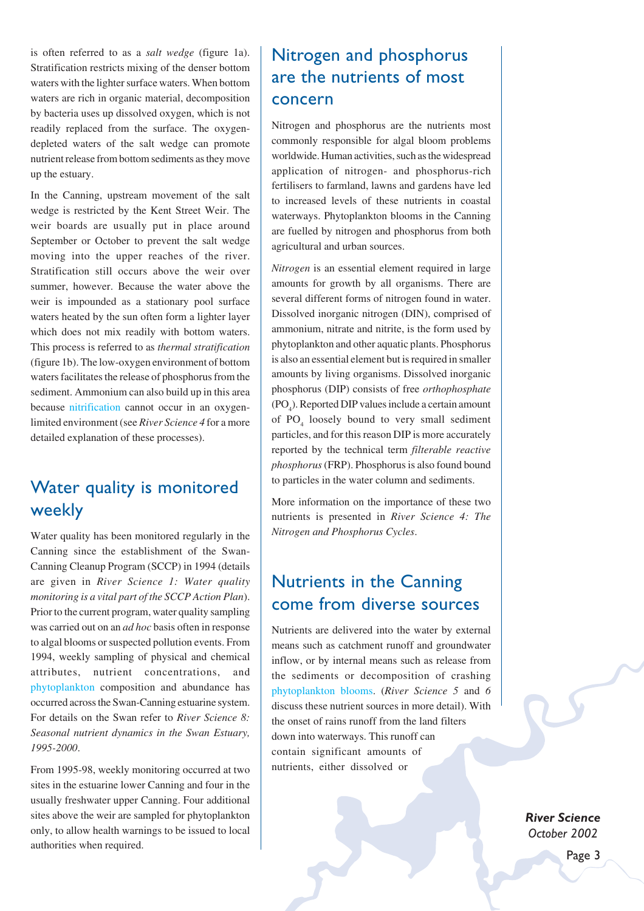is often referred to as a *salt wedge* (figure 1a). Stratification restricts mixing of the denser bottom waters with the lighter surface waters. When bottom waters are rich in organic material, decomposition by bacteria uses up dissolved oxygen, which is not readily replaced from the surface. The oxygen-depleted waters of the salt wedge can promote nutrient release from bottom sediments as they move up the estuary.

In the Canning, upstream movement of the salt wedge is restricted by the Kent Street Weir. The weir boards are usually put in place around September or October to prevent the salt wedge moving into the upper reaches of the river. Stratification still occurs above the weir over summer, however. Because the water above the weir is impounded as a stationary pool surface waters heated by the sun often form a lighter layer which does not mix readily with bottom waters. This process is referred to as *thermal stratification* (figure 1b). The low-oxygen environment of bottom waters facilitates the release of phosphorus from the sediment. Ammonium can also build up in this area because nitrification cannot occur in an oxygen-limited environment (see *River Science 4* for a more detailed explanation of these processes).

## Water quality is monitored weekly

Water quality has been monitored regularly in the Canning since the establishment of the Swan-Canning Cleanup Program (SCCP) in 1994 (details are given in *River Science 1: Water quality monitoring is a vital part of the SCCP Action Plan*). Prior to the current program, water quality sampling was carried out on an *ad hoc* basis often in response to algal blooms or suspected pollution events. From 1994, weekly sampling of physical and chemical attributes, nutrient concentrations, and phytoplankton composition and abundance has occurred across the Swan-Canning estuarine system. For details on the Swan refer to *River Science 8: Seasonal nutrient dynamics in the Swan Estuary, 1995-2000*.

From 1995-98, weekly monitoring occurred at two sites in the estuarine lower Canning and four in the usually freshwater upper Canning. Four additional sites above the weir are sampled for phytoplankton only, to allow health warnings to be issued to local authorities when required.

## Nitrogen and phosphorus are the nutrients of most concern

Nitrogen and phosphorus are the nutrients most commonly responsible for algal bloom problems worldwide. Human activities, such as the widespread application of nitrogen- and phosphorus-rich fertilisers to farmland, lawns and gardens have led to increased levels of these nutrients in coastal waterways. Phytoplankton blooms in the Canning are fuelled by nitrogen and phosphorus from both agricultural and urban sources.

*Nitrogen* is an essential element required in large amounts for growth by all organisms. There are several different forms of nitrogen found in water. Dissolved inorganic nitrogen (DIN), comprised of ammonium, nitrate and nitrite, is the form used by phytoplankton and other aquatic plants. Phosphorus is also an essential element but is required in smaller amounts by living organisms. Dissolved inorganic phosphorus (DIP) consists of free *orthophosphate* ($PO_4$). Reported DIP values include a certain amount of $PO_4$ loosely bound to very small sediment particles, and for this reason DIP is more accurately reported by the technical term *filterable reactive phosphorus* (FRP). Phosphorus is also found bound to particles in the water column and sediments.

More information on the importance of these two nutrients is presented in *River Science 4: The Nitrogen and Phosphorus Cycles*.

## Nutrients in the Canning come from diverse sources

Nutrients are delivered into the water by external means such as catchment runoff and groundwater inflow, or by internal means such as release from the sediments or decomposition of crashing phytoplankton blooms. (*River Science 5* and *6* discuss these nutrient sources in more detail). With the onset of rains runoff from the land filters down into waterways. This runoff can contain significant amounts of nutrients, either dissolved or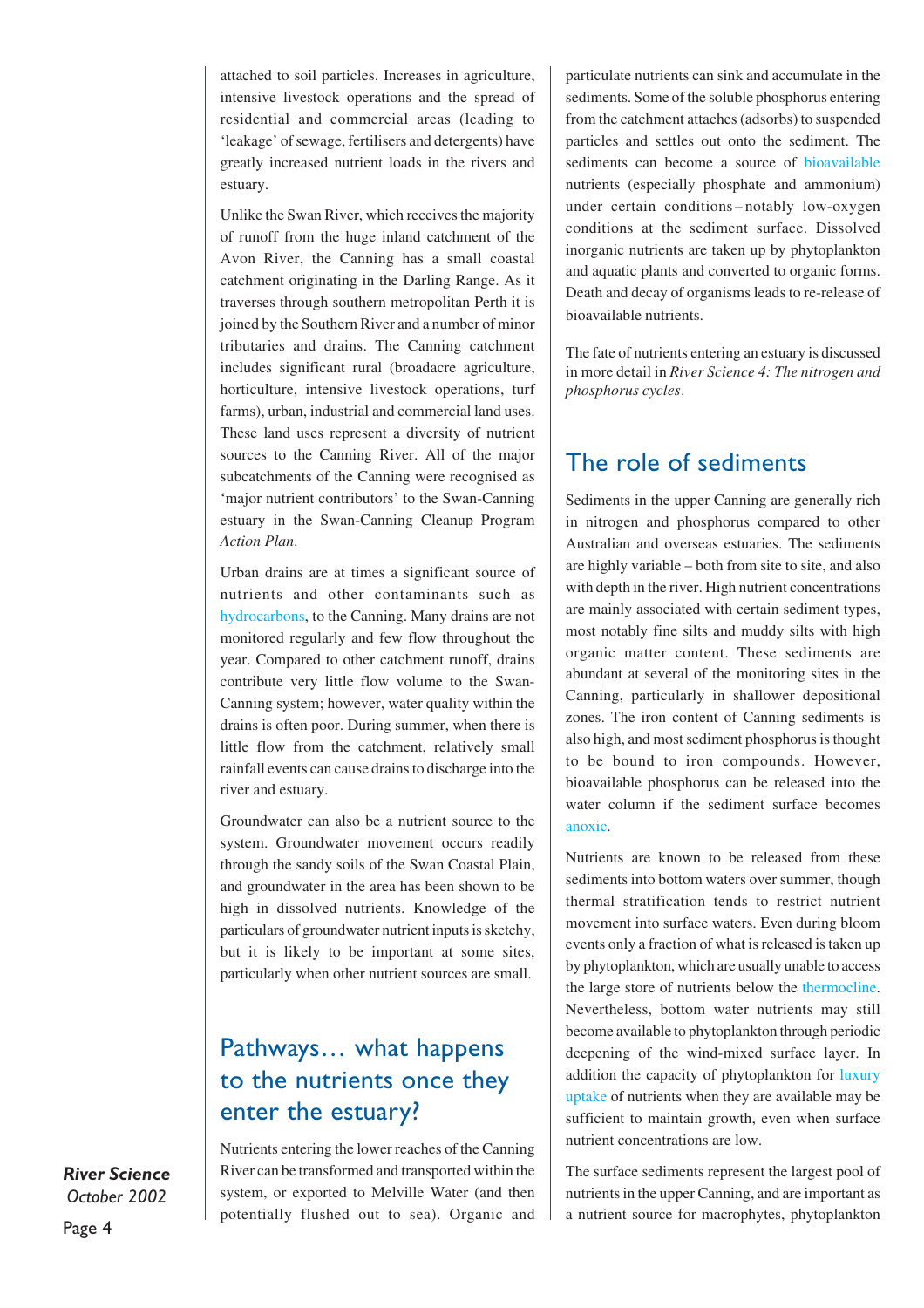attached to soil particles. Increases in agriculture, intensive livestock operations and the spread of residential and commercial areas (leading to 'leakage' of sewage, fertilisers and detergents) have greatly increased nutrient loads in the rivers and estuary.

Unlike the Swan River, which receives the majority of runoff from the huge inland catchment of the Avon River, the Canning has a small coastal catchment originating in the Darling Range. As it traverses through southern metropolitan Perth it is joined by the Southern River and a number of minor tributaries and drains. The Canning catchment includes significant rural (broadacre agriculture, horticulture, intensive livestock operations, turf farms), urban, industrial and commercial land uses. These land uses represent a diversity of nutrient sources to the Canning River. All of the major subcatchments of the Canning were recognised as 'major nutrient contributors' to the Swan-Canning estuary in the Swan-Canning Cleanup Program *Action Plan*.

Urban drains are at times a significant source of nutrients and other contaminants such as hydrocarbons, to the Canning. Many drains are not monitored regularly and few flow throughout the year. Compared to other catchment runoff, drains contribute very little flow volume to the Swan-Canning system; however, water quality within the drains is often poor. During summer, when there is little flow from the catchment, relatively small rainfall events can cause drains to discharge into the river and estuary.

Groundwater can also be a nutrient source to the system. Groundwater movement occurs readily through the sandy soils of the Swan Coastal Plain, and groundwater in the area has been shown to be high in dissolved nutrients. Knowledge of the particulars of groundwater nutrient inputs is sketchy, but it is likely to be important at some sites, particularly when other nutrient sources are small.

## Pathways… what happens to the nutrients once they enter the estuary?

Nutrients entering the lower reaches of the Canning River can be transformed and transported within the system, or exported to Melville Water (and then potentially flushed out to sea). Organic and particulate nutrients can sink and accumulate in the sediments. Some of the soluble phosphorus entering from the catchment attaches (adsorbs) to suspended particles and settles out onto the sediment. The sediments can become a source of bioavailable nutrients (especially phosphate and ammonium) under certain conditions – notably low-oxygen conditions at the sediment surface. Dissolved inorganic nutrients are taken up by phytoplankton and aquatic plants and converted to organic forms. Death and decay of organisms leads to re-release of bioavailable nutrients.

The fate of nutrients entering an estuary is discussed in more detail in *River Science 4: The nitrogen and phosphorus cycles*.

## The role of sediments

Sediments in the upper Canning are generally rich in nitrogen and phosphorus compared to other Australian and overseas estuaries. The sediments are highly variable – both from site to site, and also with depth in the river. High nutrient concentrations are mainly associated with certain sediment types, most notably fine silts and muddy silts with high organic matter content. These sediments are abundant at several of the monitoring sites in the Canning, particularly in shallower depositional zones. The iron content of Canning sediments is also high, and most sediment phosphorus is thought to be bound to iron compounds. However, bioavailable phosphorus can be released into the water column if the sediment surface becomes anoxic.

Nutrients are known to be released from these sediments into bottom waters over summer, though thermal stratification tends to restrict nutrient movement into surface waters. Even during bloom events only a fraction of what is released is taken up by phytoplankton, which are usually unable to access the large store of nutrients below the thermocline. Nevertheless, bottom water nutrients may still become available to phytoplankton through periodic deepening of the wind-mixed surface layer. In addition the capacity of phytoplankton for luxury uptake of nutrients when they are available may be sufficient to maintain growth, even when surface nutrient concentrations are low.

The surface sediments represent the largest pool of nutrients in the upper Canning, and are important as a nutrient source for macrophytes, phytoplankton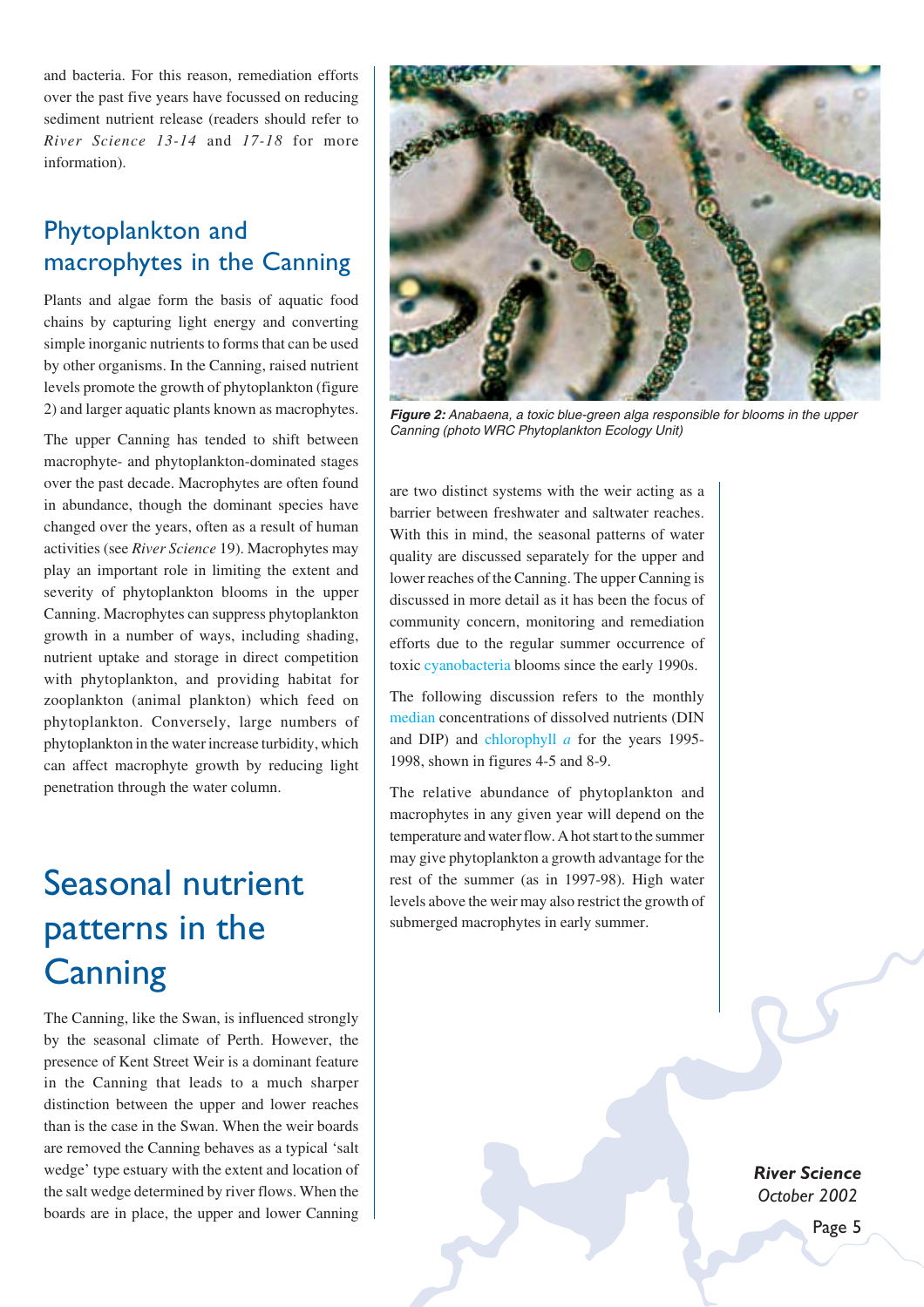and bacteria. For this reason, remediation efforts over the past five years have focussed on reducing sediment nutrient release (readers should refer to *River Science 13-14* and *17-18* for more information).

## Phytoplankton and macrophytes in the Canning

Plants and algae form the basis of aquatic food chains by capturing light energy and converting simple inorganic nutrients to forms that can be used by other organisms. In the Canning, raised nutrient levels promote the growth of phytoplankton (figure 2) and larger aquatic plants known as macrophytes.

The upper Canning has tended to shift between macrophyte- and phytoplankton-dominated stages over the past decade. Macrophytes are often found in abundance, though the dominant species have changed over the years, often as a result of human activities (see *River Science* 19). Macrophytes may play an important role in limiting the extent and severity of phytoplankton blooms in the upper Canning. Macrophytes can suppress phytoplankton growth in a number of ways, including shading, nutrient uptake and storage in direct competition with phytoplankton, and providing habitat for zooplankton (animal plankton) which feed on phytoplankton. Conversely, large numbers of phytoplankton in the water increase turbidity, which can affect macrophyte growth by reducing light penetration through the water column.

**Figure 2:** *Anabaena, a toxic blue-green alga responsible for blooms in the upper Canning (photo WRC Phytoplankton Ecology Unit)*

# Seasonal nutrient patterns in the Canning

The Canning, like the Swan, is influenced strongly by the seasonal climate of Perth. However, the presence of Kent Street Weir is a dominant feature in the Canning that leads to a much sharper distinction between the upper and lower reaches than is the case in the Swan. When the weir boards are removed the Canning behaves as a typical 'salt wedge' type estuary with the extent and location of the salt wedge determined by river flows. When the boards are in place, the upper and lower Canning are two distinct systems with the weir acting as a barrier between freshwater and saltwater reaches. With this in mind, the seasonal patterns of water quality are discussed separately for the upper and lower reaches of the Canning. The upper Canning is discussed in more detail as it has been the focus of community concern, monitoring and remediation efforts due to the regular summer occurrence of toxic cyanobacteria blooms since the early 1990s.

The following discussion refers to the monthly median concentrations of dissolved nutrients (DIN and DIP) and chlorophyll *a* for the years 1995-1998, shown in figures 4-5 and 8-9.

The relative abundance of phytoplankton and macrophytes in any given year will depend on the temperature and water flow. A hot start to the summer may give phytoplankton a growth advantage for the rest of the summer (as in 1997-98). High water levels above the weir may also restrict the growth of submerged macrophytes in early summer.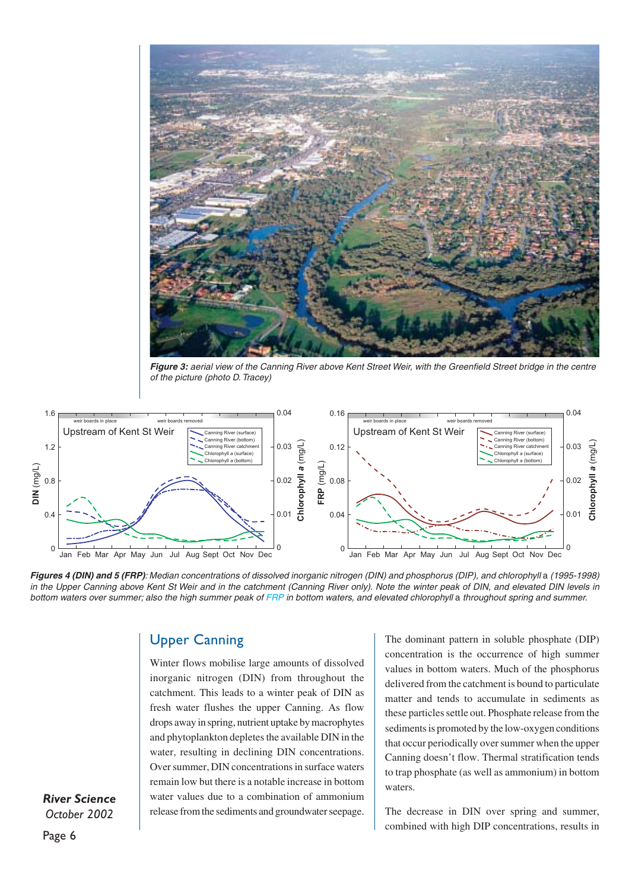*Figure 3: aerial view of the Canning River above Kent Street Weir, with the Greenfield Street bridge in the centre of the picture (photo D. Tracey)*

*Figures 4 (DIN) and 5 (FRP): Median concentrations of dissolved inorganic nitrogen (DIN) and phosphorus (DIP), and chlorophyll* a *(1995-1998) in the Upper Canning above Kent St Weir and in the catchment (Canning River only). Note the winter peak of DIN, and elevated DIN levels in bottom waters over summer; also the high summer peak of FRP in bottom waters, and elevated chlorophyll* a *throughout spring and summer.*

## Upper Canning

Winter flows mobilise large amounts of dissolved inorganic nitrogen (DIN) from throughout the catchment. This leads to a winter peak of DIN as fresh water flushes the upper Canning. As flow drops away in spring, nutrient uptake by macrophytes and phytoplankton depletes the available DIN in the water, resulting in declining DIN concentrations. Over summer, DIN concentrations in surface waters remain low but there is a notable increase in bottom water values due to a combination of ammonium release from the sediments and groundwater seepage.

The dominant pattern in soluble phosphate (DIP) concentration is the occurrence of high summer values in bottom waters. Much of the phosphorus delivered from the catchment is bound to particulate matter and tends to accumulate in sediments as these particles settle out. Phosphate release from the sediments is promoted by the low-oxygen conditions that occur periodically over summer when the upper Canning doesn't flow. Thermal stratification tends to trap phosphate (as well as ammonium) in bottom waters.

The decrease in DIN over spring and summer, combined with high DIP concentrations, results in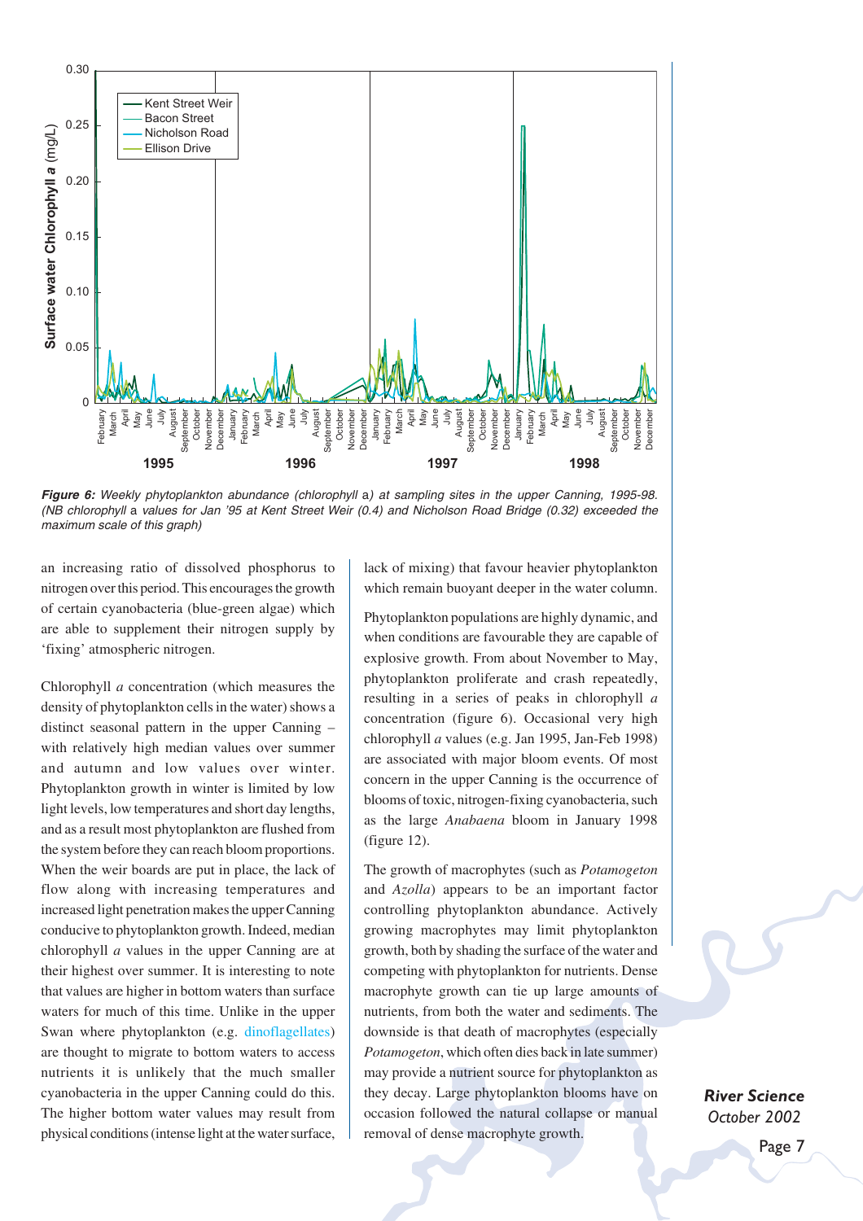*Figure 6: Weekly phytoplankton abundance (chlorophyll* a*) at sampling sites in the upper Canning, 1995-98. (NB chlorophyll* a *values for Jan '95 at Kent Street Weir (0.4) and Nicholson Road Bridge (0.32) exceeded the maximum scale of this graph)*

an increasing ratio of dissolved phosphorus to nitrogen over this period. This encourages the growth of certain cyanobacteria (blue-green algae) which are able to supplement their nitrogen supply by 'fixing' atmospheric nitrogen.

Chlorophyll *a* concentration (which measures the density of phytoplankton cells in the water) shows a distinct seasonal pattern in the upper Canning – with relatively high median values over summer and autumn and low values over winter. Phytoplankton growth in winter is limited by low light levels, low temperatures and short day lengths, and as a result most phytoplankton are flushed from the system before they can reach bloom proportions. When the weir boards are put in place, the lack of flow along with increasing temperatures and increased light penetration makes the upper Canning conducive to phytoplankton growth. Indeed, median chlorophyll *a* values in the upper Canning are at their highest over summer. It is interesting to note that values are higher in bottom waters than surface waters for much of this time. Unlike in the upper Swan where phytoplankton (e.g. dinoflagellates) are thought to migrate to bottom waters to access nutrients it is unlikely that the much smaller cyanobacteria in the upper Canning could do this. The higher bottom water values may result from physical conditions (intense light at the water surface, lack of mixing) that favour heavier phytoplankton which remain buoyant deeper in the water column.

Phytoplankton populations are highly dynamic, and when conditions are favourable they are capable of explosive growth. From about November to May, phytoplankton proliferate and crash repeatedly, resulting in a series of peaks in chlorophyll *a* concentration (figure 6). Occasional very high chlorophyll *a* values (e.g. Jan 1995, Jan-Feb 1998) are associated with major bloom events. Of most concern in the upper Canning is the occurrence of blooms of toxic, nitrogen-fixing cyanobacteria, such as the large *Anabaena* bloom in January 1998 (figure 12).

The growth of macrophytes (such as *Potamogeton* and *Azolla*) appears to be an important factor controlling phytoplankton abundance. Actively growing macrophytes may limit phytoplankton growth, both by shading the surface of the water and competing with phytoplankton for nutrients. Dense macrophyte growth can tie up large amounts of nutrients, from both the water and sediments. The downside is that death of macrophytes (especially *Potamogeton*, which often dies back in late summer) may provide a nutrient source for phytoplankton as they decay. Large phytoplankton blooms have on occasion followed the natural collapse or manual removal of dense macrophyte growth.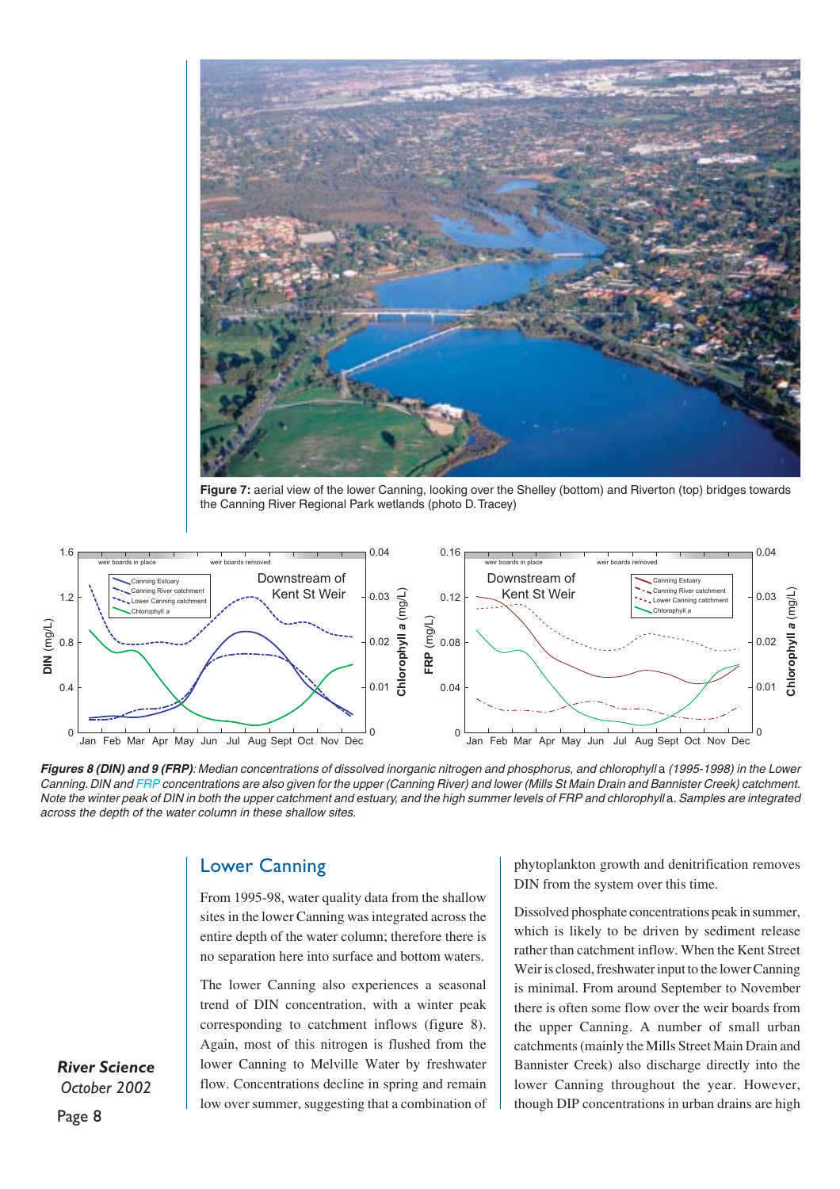**Figure 7:** aerial view of the lower Canning, looking over the Shelley (bottom) and Riverton (top) bridges towards the Canning River Regional Park wetlands (photo D. Tracey)

***Figures 8 (DIN) and 9 (FRP)****: Median concentrations of dissolved inorganic nitrogen and phosphorus, and chlorophyll* a *(1995-1998) in the Lower Canning. DIN and FRP concentrations are also given for the upper (Canning River) and lower (Mills St Main Drain and Bannister Creek) catchment. Note the winter peak of DIN in both the upper catchment and estuary, and the high summer levels of FRP and chlorophyll* a*. Samples are integrated across the depth of the water column in these shallow sites.*

## Lower Canning

From 1995-98, water quality data from the shallow sites in the lower Canning was integrated across the entire depth of the water column; therefore there is no separation here into surface and bottom waters.

The lower Canning also experiences a seasonal trend of DIN concentration, with a winter peak corresponding to catchment inflows (figure 8). Again, most of this nitrogen is flushed from the lower Canning to Melville Water by freshwater flow. Concentrations decline in spring and remain low over summer, suggesting that a combination of phytoplankton growth and denitrification removes DIN from the system over this time.

Dissolved phosphate concentrations peak in summer, which is likely to be driven by sediment release rather than catchment inflow. When the Kent Street Weir is closed, freshwater input to the lower Canning is minimal. From around September to November there is often some flow over the weir boards from the upper Canning. A number of small urban catchments (mainly the Mills Street Main Drain and Bannister Creek) also discharge directly into the lower Canning throughout the year. However, though DIP concentrations in urban drains are high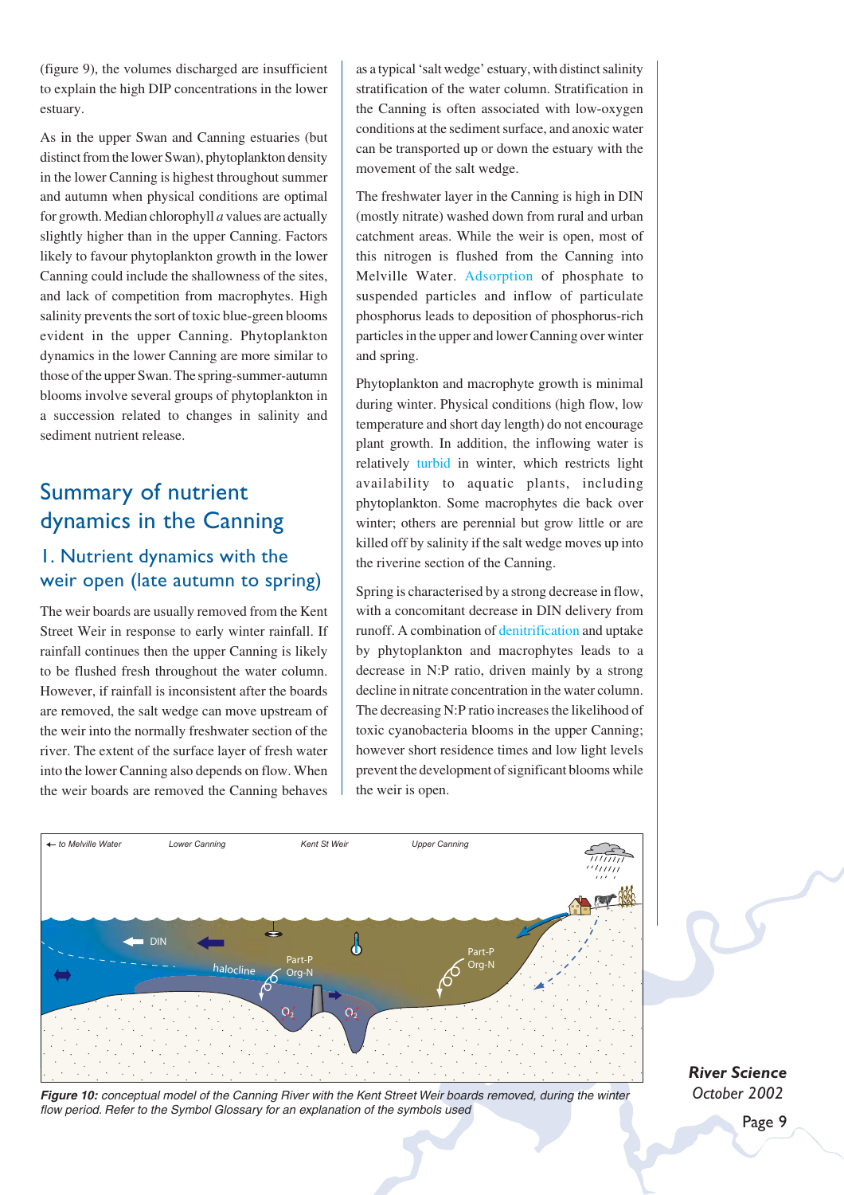(figure 9), the volumes discharged are insufficient to explain the high DIP concentrations in the lower estuary.

As in the upper Swan and Canning estuaries (but distinct from the lower Swan), phytoplankton density in the lower Canning is highest throughout summer and autumn when physical conditions are optimal for growth. Median chlorophyll *a* values are actually slightly higher than in the upper Canning. Factors likely to favour phytoplankton growth in the lower Canning could include the shallowness of the sites, and lack of competition from macrophytes. High salinity prevents the sort of toxic blue-green blooms evident in the upper Canning. Phytoplankton dynamics in the lower Canning are more similar to those of the upper Swan. The spring-summer-autumn blooms involve several groups of phytoplankton in a succession related to changes in salinity and sediment nutrient release.

## Summary of nutrient dynamics in the Canning

### 1. Nutrient dynamics with the weir open (late autumn to spring)

The weir boards are usually removed from the Kent Street Weir in response to early winter rainfall. If rainfall continues then the upper Canning is likely to be flushed fresh throughout the water column. However, if rainfall is inconsistent after the boards are removed, the salt wedge can move upstream of the weir into the normally freshwater section of the river. The extent of the surface layer of fresh water into the lower Canning also depends on flow. When the weir boards are removed the Canning behaves as a typical 'salt wedge' estuary, with distinct salinity stratification of the water column. Stratification in the Canning is often associated with low-oxygen conditions at the sediment surface, and anoxic water can be transported up or down the estuary with the movement of the salt wedge.

The freshwater layer in the Canning is high in DIN (mostly nitrate) washed down from rural and urban catchment areas. While the weir is open, most of this nitrogen is flushed from the Canning into Melville Water. Adsorption of phosphate to suspended particles and inflow of particulate phosphorus leads to deposition of phosphorus-rich particles in the upper and lower Canning over winter and spring.

Phytoplankton and macrophyte growth is minimal during winter. Physical conditions (high flow, low temperature and short day length) do not encourage plant growth. In addition, the inflowing water is relatively turbid in winter, which restricts light availability to aquatic plants, including phytoplankton. Some macrophytes die back over winter; others are perennial but grow little or are killed off by salinity if the salt wedge moves up into the riverine section of the Canning.

Spring is characterised by a strong decrease in flow, with a concomitant decrease in DIN delivery from runoff. A combination of denitrification and uptake by phytoplankton and macrophytes leads to a decrease in N:P ratio, driven mainly by a strong decline in nitrate concentration in the water column. The decreasing N:P ratio increases the likelihood of toxic cyanobacteria blooms in the upper Canning; however short residence times and low light levels prevent the development of significant blooms while the weir is open.

**Figure 10:** *conceptual model of the Canning River with the Kent Street Weir boards removed, during the winter flow period. Refer to the Symbol Glossary for an explanation of the symbols used*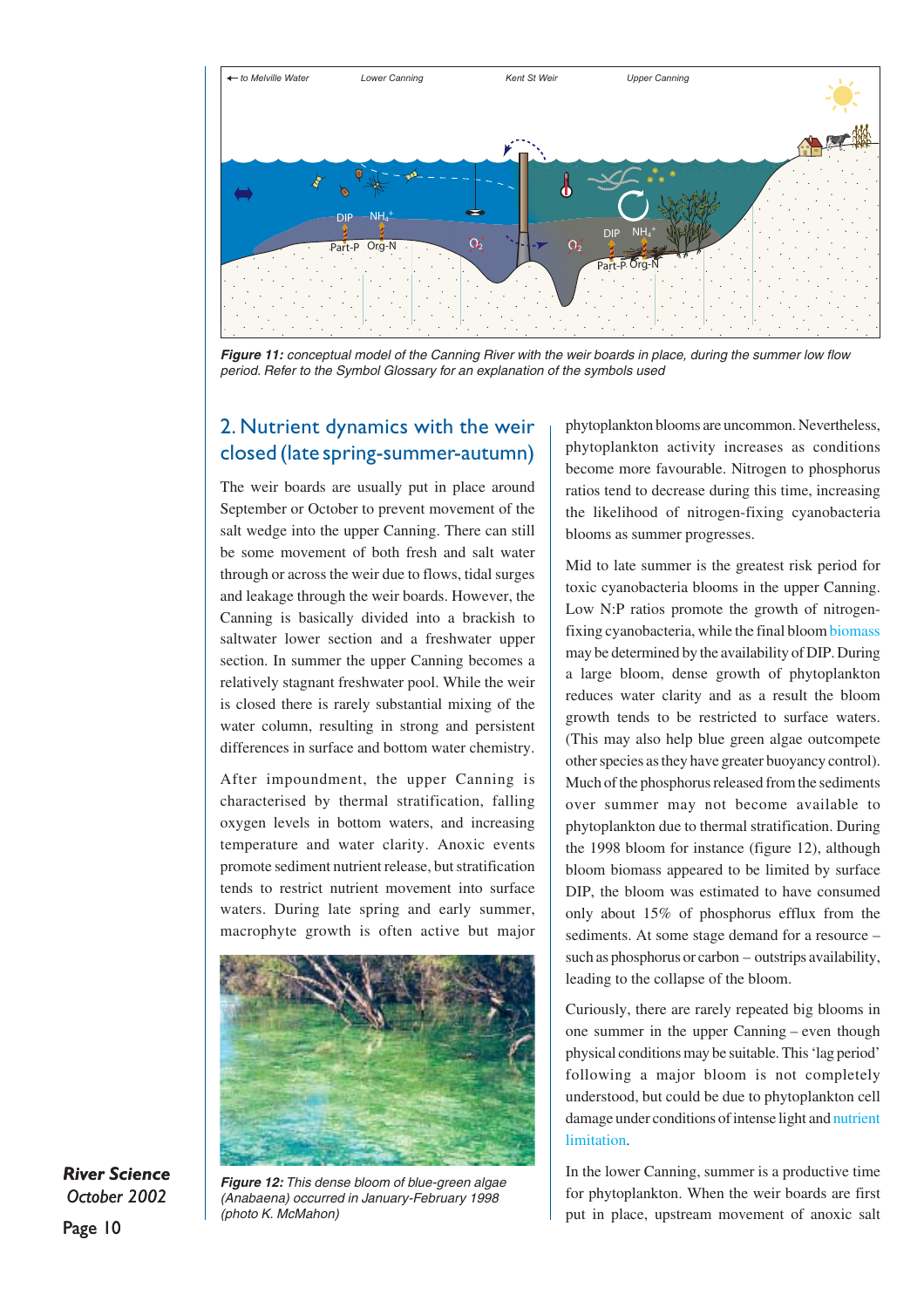*Figure 11: conceptual model of the Canning River with the weir boards in place, during the summer low flow period. Refer to the Symbol Glossary for an explanation of the symbols used*

## 2. Nutrient dynamics with the weir closed (late spring-summer-autumn)

The weir boards are usually put in place around September or October to prevent movement of the salt wedge into the upper Canning. There can still be some movement of both fresh and salt water through or across the weir due to flows, tidal surges and leakage through the weir boards. However, the Canning is basically divided into a brackish to saltwater lower section and a freshwater upper section. In summer the upper Canning becomes a relatively stagnant freshwater pool. While the weir is closed there is rarely substantial mixing of the water column, resulting in strong and persistent differences in surface and bottom water chemistry.

After impoundment, the upper Canning is characterised by thermal stratification, falling oxygen levels in bottom waters, and increasing temperature and water clarity. Anoxic events promote sediment nutrient release, but stratification tends to restrict nutrient movement into surface waters. During late spring and early summer, macrophyte growth is often active but major phytoplankton blooms are uncommon. Nevertheless, phytoplankton activity increases as conditions become more favourable. Nitrogen to phosphorus ratios tend to decrease during this time, increasing the likelihood of nitrogen-fixing cyanobacteria blooms as summer progresses.

Mid to late summer is the greatest risk period for toxic cyanobacteria blooms in the upper Canning. Low N:P ratios promote the growth of nitrogen-fixing cyanobacteria, while the final bloom biomass may be determined by the availability of DIP. During a large bloom, dense growth of phytoplankton reduces water clarity and as a result the bloom growth tends to be restricted to surface waters. (This may also help blue green algae outcompete other species as they have greater buoyancy control). Much of the phosphorus released from the sediments over summer may not become available to phytoplankton due to thermal stratification. During the 1998 bloom for instance (figure 12), although bloom biomass appeared to be limited by surface DIP, the bloom was estimated to have consumed only about 15% of phosphorus efflux from the sediments. At some stage demand for a resource – such as phosphorus or carbon – outstrips availability, leading to the collapse of the bloom.

Curiously, there are rarely repeated big blooms in one summer in the upper Canning – even though physical conditions may be suitable. This 'lag period' following a major bloom is not completely understood, but could be due to phytoplankton cell damage under conditions of intense light and nutrient limitation.

*Figure 12: This dense bloom of blue-green algae (Anabaena) occurred in January-February 1998 (photo K. McMahon)*

In the lower Canning, summer is a productive time for phytoplankton. When the weir boards are first put in place, upstream movement of anoxic salt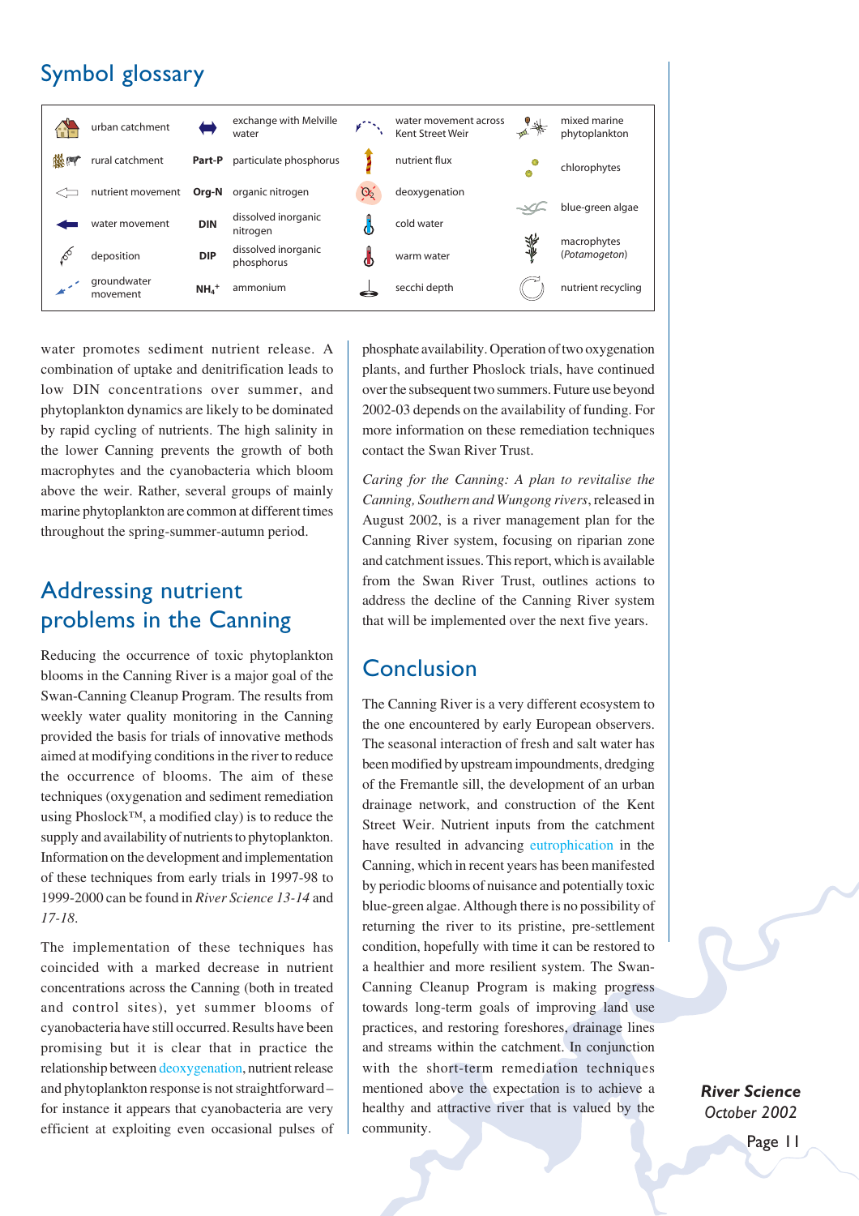## Symbol glossary

| | | | | | | | |
|---|---|---|---|---|---|---|---|
| | urban catchment | | exchange with Melville water | | water movement across Kent Street Weir | | mixed marine phytoplankton |
| | rural catchment | Part-P | particulate phosphorus | | nutrient flux | | chlorophytes |
| | nutrient movement | Org-N | organic nitrogen | | deoxygenation | | |
| | water movement | DIN | dissolved inorganic nitrogen | | cold water | | blue-green algae |
| | deposition | DIP | dissolved inorganic phosphorus | | warm water | | macrophytes (*Potamogeton*) |
| | groundwater movement | $NH_4^+$ | ammonium | | secchi depth | | nutrient recycling |

water promotes sediment nutrient release. A combination of uptake and denitrification leads to low DIN concentrations over summer, and phytoplankton dynamics are likely to be dominated by rapid cycling of nutrients. The high salinity in the lower Canning prevents the growth of both macrophytes and the cyanobacteria which bloom above the weir. Rather, several groups of mainly marine phytoplankton are common at different times throughout the spring-summer-autumn period.

## Addressing nutrient problems in the Canning

Reducing the occurrence of toxic phytoplankton blooms in the Canning River is a major goal of the Swan-Canning Cleanup Program. The results from weekly water quality monitoring in the Canning provided the basis for trials of innovative methods aimed at modifying conditions in the river to reduce the occurrence of blooms. The aim of these techniques (oxygenation and sediment remediation using Phoslock™, a modified clay) is to reduce the supply and availability of nutrients to phytoplankton. Information on the development and implementation of these techniques from early trials in 1997-98 to 1999-2000 can be found in *River Science 13-14* and *17-18*.

The implementation of these techniques has coincided with a marked decrease in nutrient concentrations across the Canning (both in treated and control sites), yet summer blooms of cyanobacteria have still occurred. Results have been promising but it is clear that in practice the relationship between deoxygenation, nutrient release and phytoplankton response is not straightforward – for instance it appears that cyanobacteria are very efficient at exploiting even occasional pulses of phosphate availability. Operation of two oxygenation plants, and further Phoslock trials, have continued over the subsequent two summers. Future use beyond 2002-03 depends on the availability of funding. For more information on these remediation techniques contact the Swan River Trust.

*Caring for the Canning: A plan to revitalise the Canning, Southern and Wungong rivers*, released in August 2002, is a river management plan for the Canning River system, focusing on riparian zone and catchment issues. This report, which is available from the Swan River Trust, outlines actions to address the decline of the Canning River system that will be implemented over the next five years.

## Conclusion

The Canning River is a very different ecosystem to the one encountered by early European observers. The seasonal interaction of fresh and salt water has been modified by upstream impoundments, dredging of the Fremantle sill, the development of an urban drainage network, and construction of the Kent Street Weir. Nutrient inputs from the catchment have resulted in advancing eutrophication in the Canning, which in recent years has been manifested by periodic blooms of nuisance and potentially toxic blue-green algae. Although there is no possibility of returning the river to its pristine, pre-settlement condition, hopefully with time it can be restored to a healthier and more resilient system. The Swan-Canning Cleanup Program is making progress towards long-term goals of improving land use practices, and restoring foreshores, drainage lines and streams within the catchment. In conjunction with the short-term remediation techniques mentioned above the expectation is to achieve a healthy and attractive river that is valued by the community.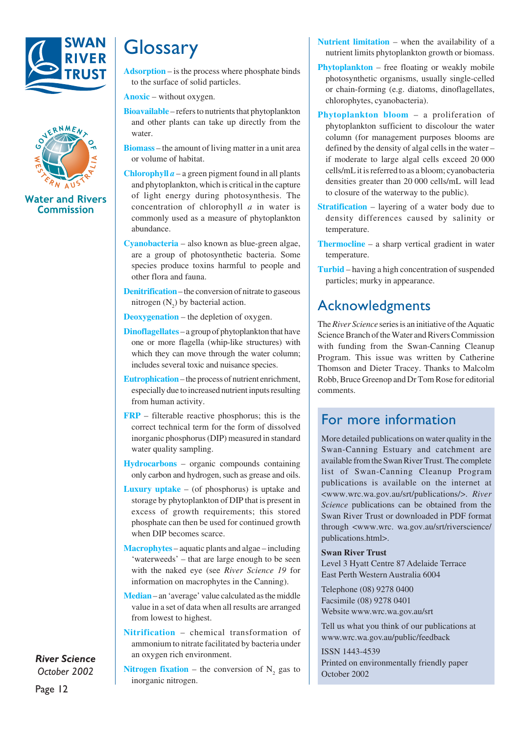# Glossary

**Adsorption** – is the process where phosphate binds to the surface of solid particles.

**Anoxic** – without oxygen.

**Bioavailable** – refers to nutrients that phytoplankton and other plants can take up directly from the water.

**Biomass** – the amount of living matter in a unit area or volume of habitat.

**Chlorophyll *a*** – a green pigment found in all plants and phytoplankton, which is critical in the capture of light energy during photosynthesis. The concentration of chlorophyll *a* in water is commonly used as a measure of phytoplankton abundance.

**Cyanobacteria** – also known as blue-green algae, are a group of photosynthetic bacteria. Some species produce toxins harmful to people and other flora and fauna.

**Denitrification** – the conversion of nitrate to gaseous nitrogen ($N_2$) by bacterial action.

**Deoxygenation** – the depletion of oxygen.

**Dinoflagellates** – a group of phytoplankton that have one or more flagella (whip-like structures) with which they can move through the water column; includes several toxic and nuisance species.

**Eutrophication** – the process of nutrient enrichment, especially due to increased nutrient inputs resulting from human activity.

**FRP** – filterable reactive phosphorus; this is the correct technical term for the form of dissolved inorganic phosphorus (DIP) measured in standard water quality sampling.

**Hydrocarbons** – organic compounds containing only carbon and hydrogen, such as grease and oils.

**Luxury uptake** – (of phosphorus) is uptake and storage by phytoplankton of DIP that is present in excess of growth requirements; this stored phosphate can then be used for continued growth when DIP becomes scarce.

**Macrophytes** – aquatic plants and algae – including 'waterweeds' – that are large enough to be seen with the naked eye (see *River Science 19* for information on macrophytes in the Canning).

**Median** – an 'average' value calculated as the middle value in a set of data when all results are arranged from lowest to highest.

**Nitrification** – chemical transformation of ammonium to nitrate facilitated by bacteria under an oxygen rich environment.

**Nitrogen fixation** – the conversion of $N_2$ gas to inorganic nitrogen.

**Nutrient limitation** – when the availability of a nutrient limits phytoplankton growth or biomass.

**Phytoplankton** – free floating or weakly mobile photosynthetic organisms, usually single-celled or chain-forming (e.g. diatoms, dinoflagellates, chlorophytes, cyanobacteria).

**Phytoplankton bloom** – a proliferation of phytoplankton sufficient to discolour the water column (for management purposes blooms are defined by the density of algal cells in the water – if moderate to large algal cells exceed 20 000 cells/mL it is referred to as a bloom; cyanobacteria densities greater than 20 000 cells/mL will lead to closure of the waterway to the public).

**Stratification** – layering of a water body due to density differences caused by salinity or temperature.

**Thermocline** – a sharp vertical gradient in water temperature.

**Turbid** – having a high concentration of suspended particles; murky in appearance.

# Acknowledgments

The *River Science* series is an initiative of the Aquatic Science Branch of the Water and Rivers Commission with funding from the Swan-Canning Cleanup Program. This issue was written by Catherine Thomson and Dieter Tracey. Thanks to Malcolm Robb, Bruce Greenop and Dr Tom Rose for editorial comments.

# For more information

More detailed publications on water quality in the Swan-Canning Estuary and catchment are available from the Swan River Trust. The complete list of Swan-Canning Cleanup Program publications is available on the internet at <www.wrc.wa.gov.au/srt/publications/>. *River Science* publications can be obtained from the Swan River Trust or downloaded in PDF format through <www.wrc. wa.gov.au/srt/riverscience/publications.html>.

**Swan River Trust**
Level 3 Hyatt Centre 87 Adelaide Terrace
East Perth Western Australia 6004

Telephone (08) 9278 0400
Facsimile (08) 9278 0401
Website www.wrc.wa.gov.au/srt

Tell us what you think of our publications at www.wrc.wa.gov.au/public/feedback

ISSN 1443-4539
Printed on environmentally friendly paper
October 2002

*River Science*
*October 2002*